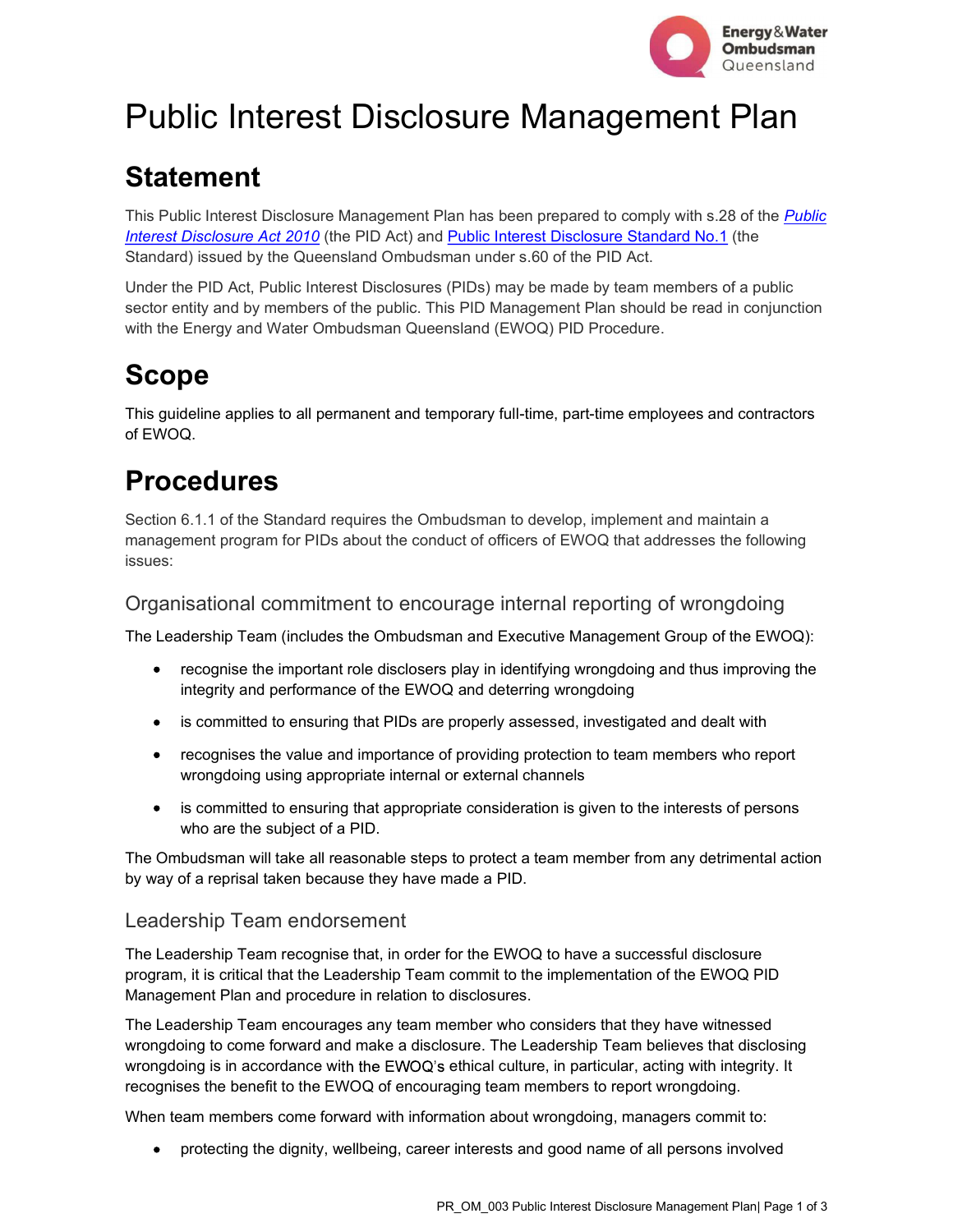# Public Interest Disclosure Management Plan

## Statement

This Public Interest Disclosure Management Plan has been prepared to comply with s.28 of the *Public Interest Disclosure Act 2010* (the PID Act) and Public Interest Disclosure Standard No.1 (the Standard) issued by the Queensland Ombudsman under s.60 of the PID Act.

Under the PID Act, Public Interest Disclosures (PIDs) may be made by team members of a public sector entity and by members of the public. This PID Management Plan should be read in conjunction with the Energy and Water Ombudsman Queensland (EWOQ) PID Procedure.

## Scope

This guideline applies to all permanent and temporary full-time, part-time employees and contractors of EWOQ.

## Procedures

Section 6.1.1 of the Standard requires the Ombudsman to develop, implement and maintain a management program for PIDs about the conduct of officers of EWOQ that addresses the following issues:

### Organisational commitment to encourage internal reporting of wrongdoing

The Leadership Team (includes the Ombudsman and Executive Management Group of the EWOQ):

- recognise the important role disclosers play in identifying wrongdoing and thus improving the integrity and performance of the EWOQ and deterring wrongdoing
- is committed to ensuring that PIDs are properly assessed, investigated and dealt with
- recognises the value and importance of providing protection to team members who report wrongdoing using appropriate internal or external channels
- is committed to ensuring that appropriate consideration is given to the interests of persons who are the subject of a PID.

The Ombudsman will take all reasonable steps to protect a team member from any detrimental action by way of a reprisal taken because they have made a PID.

### Leadership Team endorsement

The Leadership Team recognise that, in order for the EWOQ to have a successful disclosure program, it is critical that the Leadership Team commit to the implementation of the EWOQ PID Management Plan and procedure in relation to disclosures.

The Leadership Team encourages any team member who considers that they have witnessed wrongdoing to come forward and make a disclosure. The Leadership Team believes that disclosing wrongdoing is in accordance with the EWOQ's ethical culture, in particular, acting with integrity. It recognises the benefit to the EWOQ of encouraging team members to report wrongdoing.

When team members come forward with information about wrongdoing, managers commit to:

- protecting the dignity, wellbeing, career interests and good name of all persons involved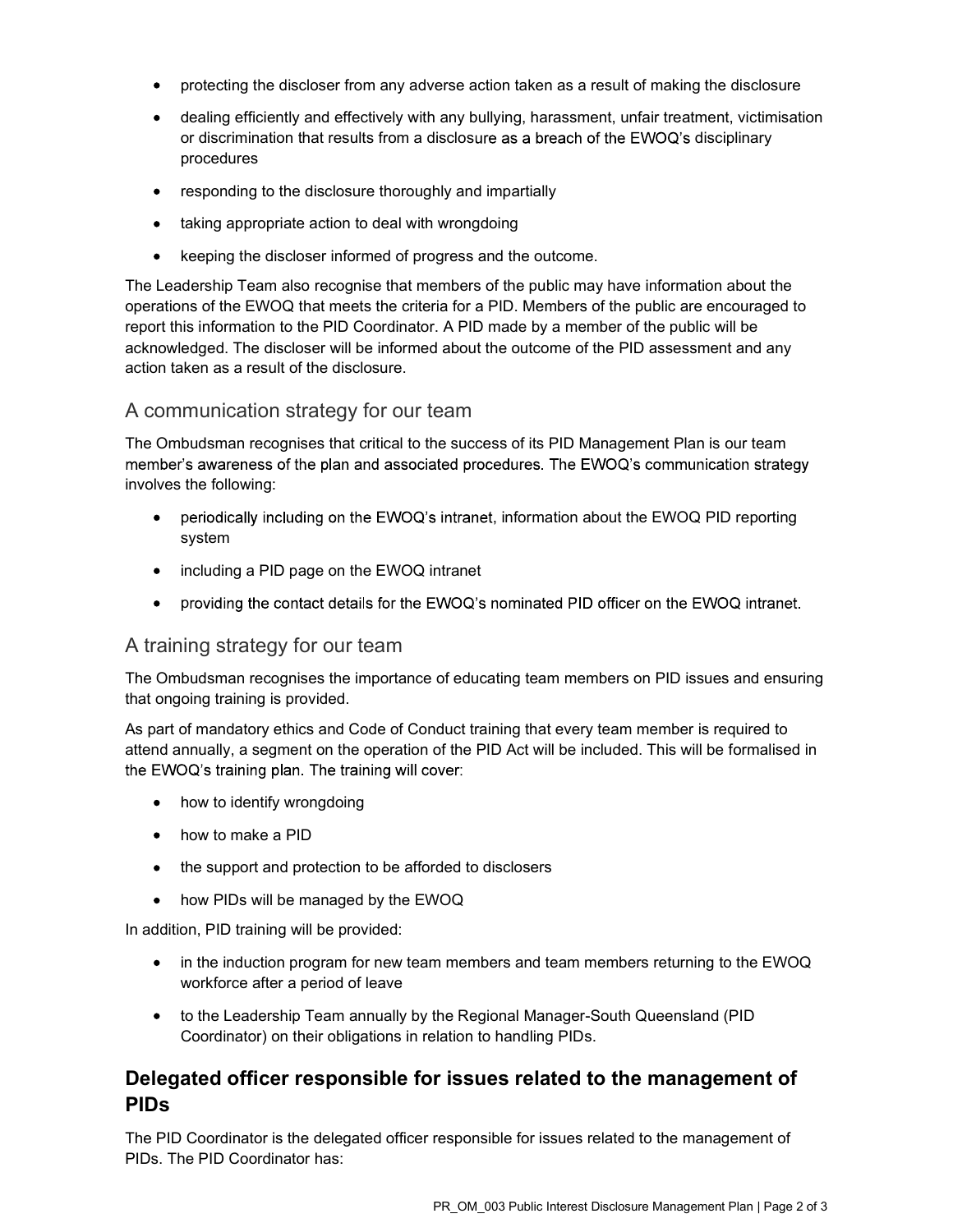- protecting the discloser from any adverse action taken as a result of making the disclosure
- dealing efficiently and effectively with any bullying, harassment, unfair treatment, victimisation or discrimination that results from a disclosure as a breach of the EWOQ's disciplinary procedures
- responding to the disclosure thoroughly and impartially
- taking appropriate action to deal with wrongdoing
- keeping the discloser informed of progress and the outcome.

The Leadership Team also recognise that members of the public may have information about the operations of the EWOQ that meets the criteria for a PID. Members of the public are encouraged to report this information to the PID Coordinator. A PID made by a member of the public will be acknowledged. The discloser will be informed about the outcome of the PID assessment and any action taken as a result of the disclosure.

### A communication strategy for our team

The Ombudsman recognises that critical to the success of its PID Management Plan is our team member's awareness of the plan and associated procedures. The EWOQ's communication strategy involves the following:

- periodically including on the EWOQ's intranet, information about the EWOQ PID reporting system
- including a PID page on the EWOQ intranet
- providing the contact details for the EWOQ's nominated PID officer on the EWOQ intranet.

### A training strategy for our team

The Ombudsman recognises the importance of educating team members on PID issues and ensuring that ongoing training is provided.

As part of mandatory ethics and Code of Conduct training that every team member is required to attend annually, a segment on the operation of the PID Act will be included. This will be formalised in the EWOQ's training plan. The training will cover:

- how to identify wrongdoing
- how to make a PID
- the support and protection to be afforded to disclosers
- how PIDs will be managed by the EWOQ

In addition, PID training will be provided:

- in the induction program for new team members and team members returning to the EWOQ workforce after a period of leave
- to the Leadership Team annually by the Regional Manager-South Queensland (PID Coordinator) on their obligations in relation to handling PIDs.

## Delegated officer responsible for issues related to the management of PIDs

The PID Coordinator is the delegated officer responsible for issues related to the management of PIDs. The PID Coordinator has: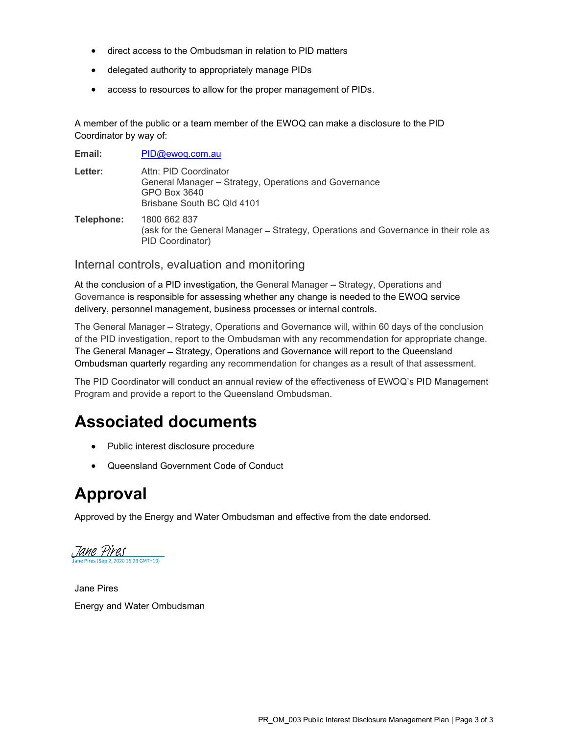- direct access to the Ombudsman in relation to PID matters
- delegated authority to appropriately manage PIDs
- access to resources to allow for the proper management of PIDs.

A member of the public or a team member of the EWOQ can make a disclosure to the PID Coordinator by way of:

**Email:** PID@ewoq.com.au

**Letter:** Attn: PID Coordinator
General Manager – Strategy, Operations and Governance
GPO Box 3640
Brisbane South BC Qld 4101

**Telephone:** 1800 662 837
(ask for the General Manager – Strategy, Operations and Governance in their role as PID Coordinator)

### Internal controls, evaluation and monitoring

At the conclusion of a PID investigation, the General Manager – Strategy, Operations and Governance is responsible for assessing whether any change is needed to the EWOQ service delivery, personnel management, business processes or internal controls.

The General Manager – Strategy, Operations and Governance will, within 60 days of the conclusion of the PID investigation, report to the Ombudsman with any recommendation for appropriate change. The General Manager – Strategy, Operations and Governance will report to the Queensland Ombudsman quarterly regarding any recommendation for changes as a result of that assessment.

The PID Coordinator will conduct an annual review of the effectiveness of EWOQ's PID Management Program and provide a report to the Queensland Ombudsman.

# Associated documents

- Public interest disclosure procedure
- Queensland Government Code of Conduct

# Approval

Approved by the Energy and Water Ombudsman and effective from the date endorsed.

Jane Pires
Jane Pires (Sep 2, 2020 15:23 GMT+10)

Jane Pires

Energy and Water Ombudsman